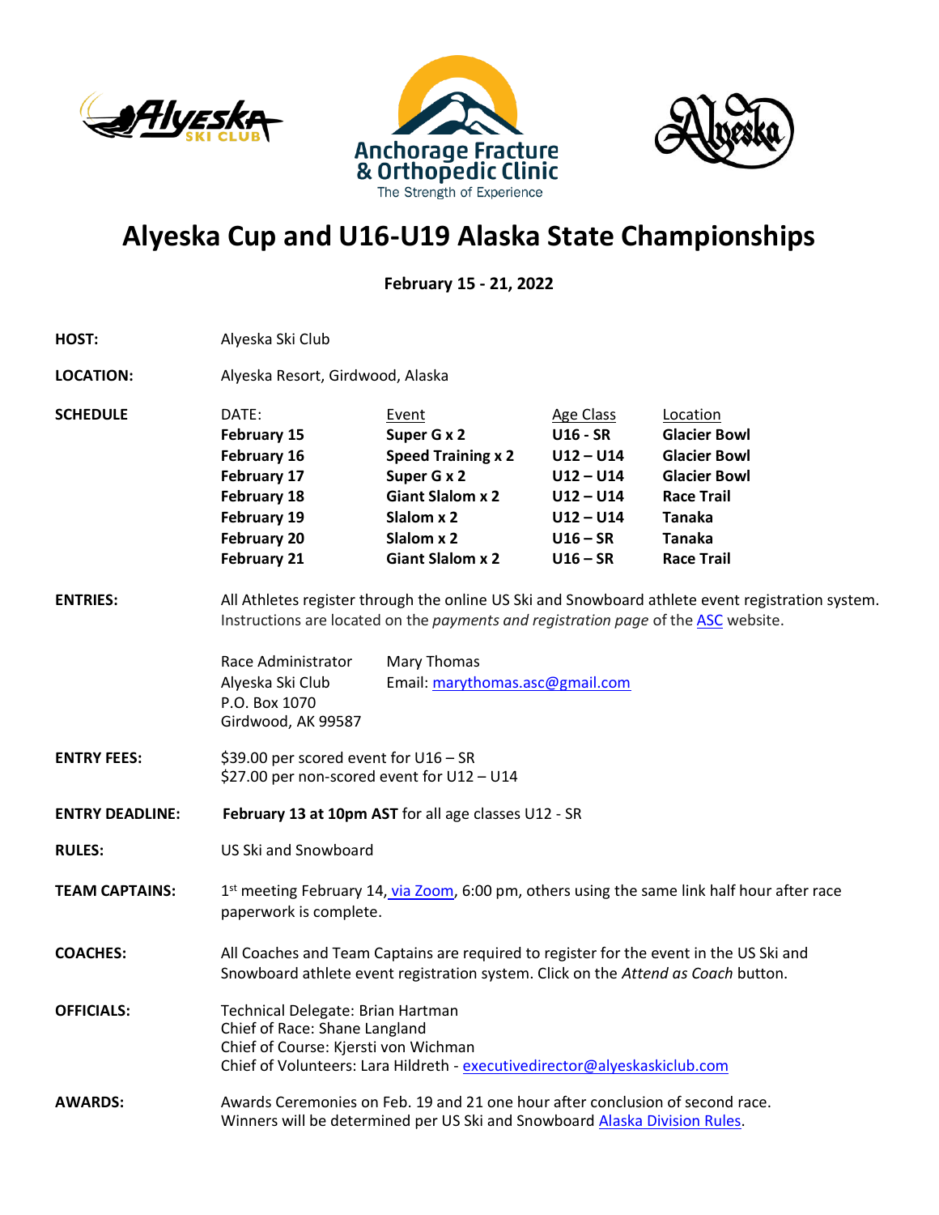Anchorage Fracture & Orthopedic Clinic
The Strength of Experience

# Alyeska Cup and U16-U19 Alaska State Championships

**February 15 - 21, 2022**

**HOST:** Alyeska Ski Club

**LOCATION:** Alyeska Resort, Girdwood, Alaska

**SCHEDULE**

| DATE: | Event | Age Class | Location |
|---|---|---|---|
| **February 15** | **Super G x 2** | **U16 - SR** | **Glacier Bowl** |
| **February 16** | **Speed Training x 2** | **U12 – U14** | **Glacier Bowl** |
| **February 17** | **Super G x 2** | **U12 – U14** | **Glacier Bowl** |
| **February 18** | **Giant Slalom x 2** | **U12 – U14** | **Race Trail** |
| **February 19** | **Slalom x 2** | **U12 – U14** | **Tanaka** |
| **February 20** | **Slalom x 2** | **U16 – SR** | **Tanaka** |
| **February 21** | **Giant Slalom x 2** | **U16 – SR** | **Race Trail** |

**ENTRIES:** All Athletes register through the online US Ski and Snowboard athlete event registration system. Instructions are located on the *payments and registration page* of the ASC website.

Race Administrator
Alyeska Ski Club
P.O. Box 1070
Girdwood, AK 99587

Mary Thomas
Email: marythomas.asc@gmail.com

**ENTRY FEES:** $39.00 per scored event for U16 – SR
$27.00 per non-scored event for U12 – U14

**ENTRY DEADLINE:** **February 13 at 10pm AST** for all age classes U12 - SR

**RULES:** US Ski and Snowboard

**TEAM CAPTAINS:** 1st meeting February 14, via Zoom, 6:00 pm, others using the same link half hour after race paperwork is complete.

**COACHES:** All Coaches and Team Captains are required to register for the event in the US Ski and Snowboard athlete event registration system. Click on the *Attend as Coach* button.

**OFFICIALS:** Technical Delegate: Brian Hartman
Chief of Race: Shane Langland
Chief of Course: Kjersti von Wichman
Chief of Volunteers: Lara Hildreth - executivedirector@alyeskaskiclub.com

**AWARDS:** Awards Ceremonies on Feb. 19 and 21 one hour after conclusion of second race.
Winners will be determined per US Ski and Snowboard Alaska Division Rules.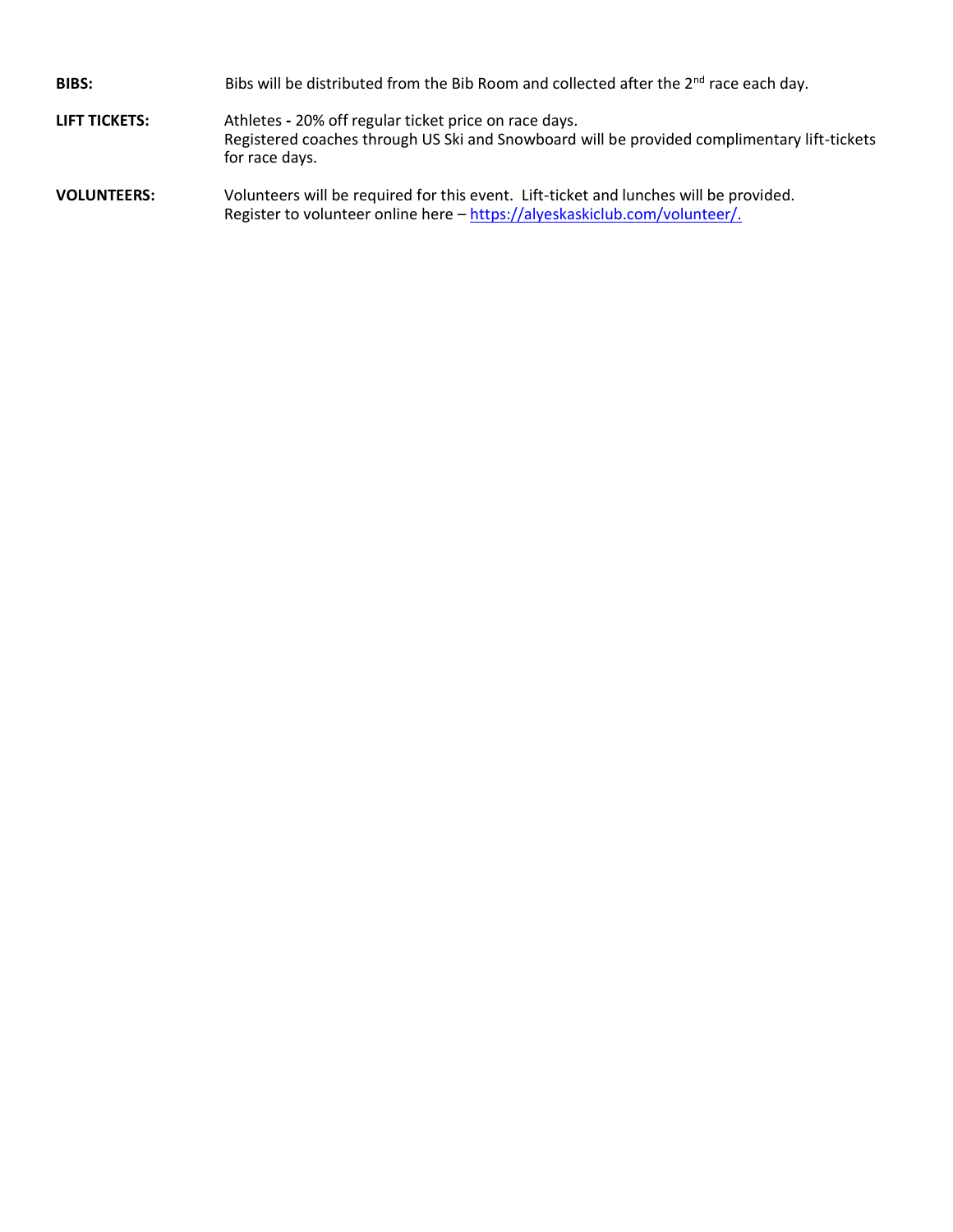**BIBS:** Bibs will be distributed from the Bib Room and collected after the 2nd race each day.

**LIFT TICKETS:** Athletes - 20% off regular ticket price on race days.
Registered coaches through US Ski and Snowboard will be provided complimentary lift-tickets for race days.

**VOLUNTEERS:** Volunteers will be required for this event. Lift-ticket and lunches will be provided.
Register to volunteer online here – [https://alyeskaskiclub.com/volunteer/.](https://alyeskaskiclub.com/volunteer/)